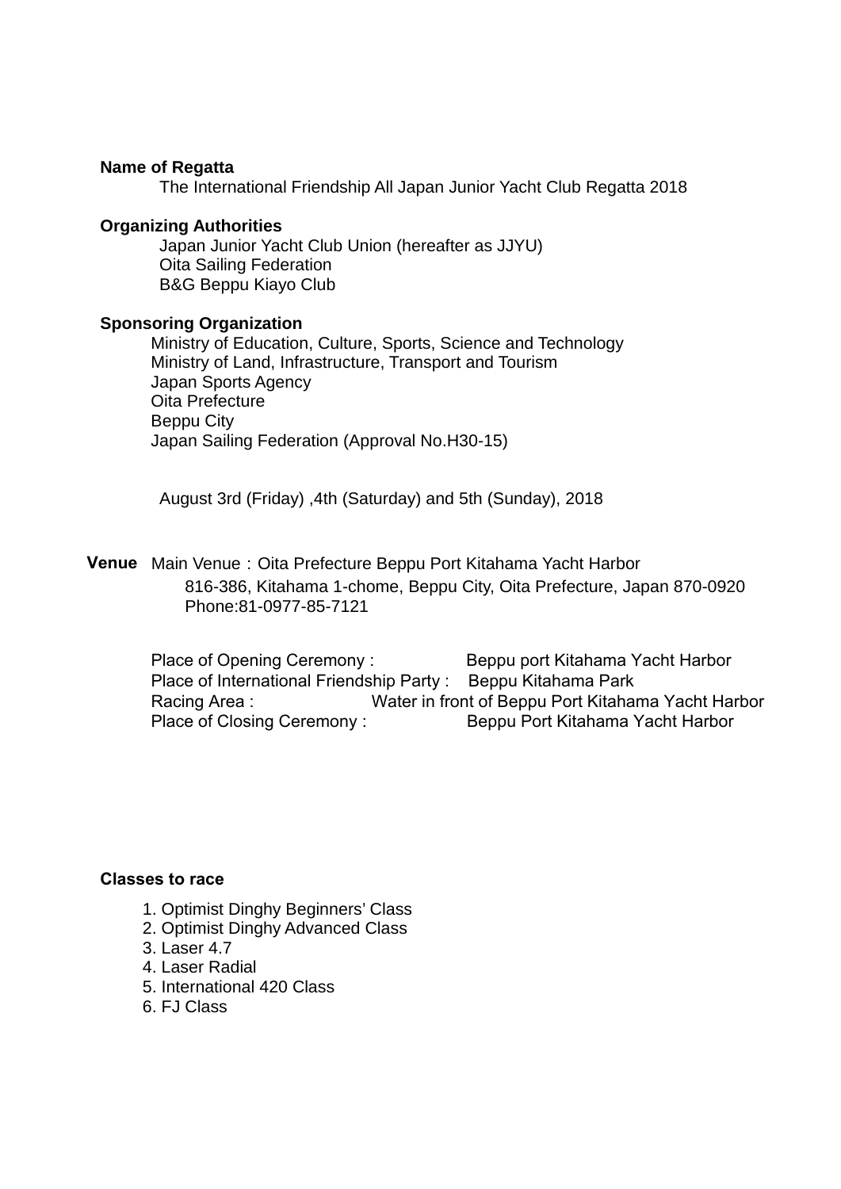**Name of Regatta**

The International Friendship All Japan Junior Yacht Club Regatta 2018

**Organizing Authorities**

Japan Junior Yacht Club Union (hereafter as JJYU)
Oita Sailing Federation
B&G Beppu Kiayo Club

**Sponsoring Organization**

Ministry of Education, Culture, Sports, Science and Technology
Ministry of Land, Infrastructure, Transport and Tourism
Japan Sports Agency
Oita Prefecture
Beppu City
Japan Sailing Federation (Approval No.H30-15)

August 3rd (Friday) ,4th (Saturday) and 5th (Sunday), 2018

**Venue** Main Venue：Oita Prefecture Beppu Port Kitahama Yacht Harbor
816-386, Kitahama 1-chome, Beppu City, Oita Prefecture, Japan 870-0920
Phone:81-0977-85-7121

Place of Opening Ceremony : Beppu port Kitahama Yacht Harbor
Place of International Friendship Party : Beppu Kitahama Park
Racing Area : Water in front of Beppu Port Kitahama Yacht Harbor
Place of Closing Ceremony : Beppu Port Kitahama Yacht Harbor

**Classes to race**

1. Optimist Dinghy Beginners' Class
2. Optimist Dinghy Advanced Class
3. Laser 4.7
4. Laser Radial
5. International 420 Class
6. FJ Class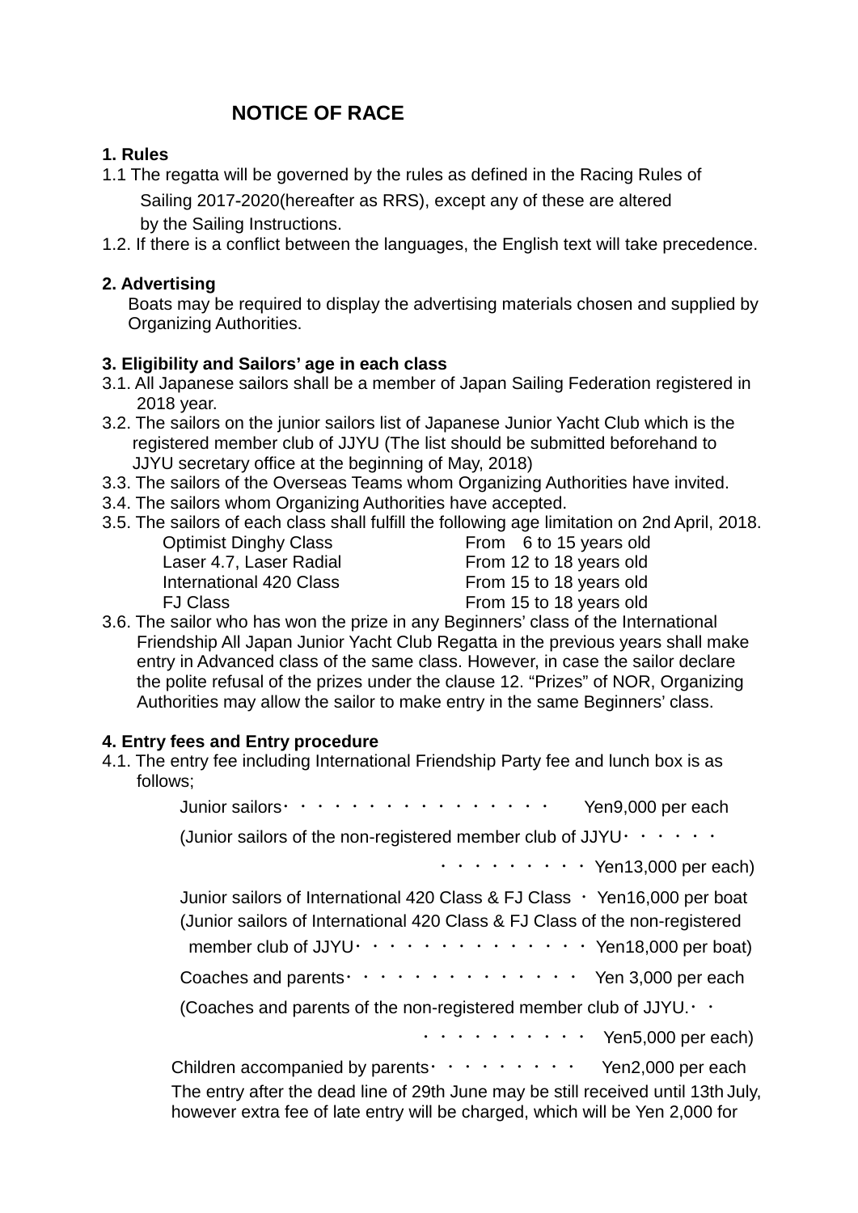# NOTICE OF RACE

**1. Rules**

1.1 The regatta will be governed by the rules as defined in the Racing Rules of Sailing 2017-2020(hereafter as RRS), except any of these are altered by the Sailing Instructions.

1.2. If there is a conflict between the languages, the English text will take precedence.

**2. Advertising**

Boats may be required to display the advertising materials chosen and supplied by Organizing Authorities.

**3. Eligibility and Sailors' age in each class**

3.1. All Japanese sailors shall be a member of Japan Sailing Federation registered in 2018 year.

3.2. The sailors on the junior sailors list of Japanese Junior Yacht Club which is the registered member club of JJYU (The list should be submitted beforehand to JJYU secretary office at the beginning of May, 2018)

3.3. The sailors of the Overseas Teams whom Organizing Authorities have invited.

3.4. The sailors whom Organizing Authorities have accepted.

3.5. The sailors of each class shall fulfill the following age limitation on 2nd April, 2018.

| Class | Age |
|---|---|
| Optimist Dinghy Class | From 6 to 15 years old |
| Laser 4.7, Laser Radial | From 12 to 18 years old |
| International 420 Class | From 15 to 18 years old |
| FJ Class | From 15 to 18 years old |

3.6. The sailor who has won the prize in any Beginners' class of the International Friendship All Japan Junior Yacht Club Regatta in the previous years shall make entry in Advanced class of the same class. However, in case the sailor declare the polite refusal of the prizes under the clause 12. "Prizes" of NOR, Organizing Authorities may allow the sailor to make entry in the same Beginners' class.

**4. Entry fees and Entry procedure**

4.1. The entry fee including International Friendship Party fee and lunch box is as follows;

Junior sailors・・・・・・・・・・・・・・・・ Yen9,000 per each

(Junior sailors of the non-registered member club of JJYU・・・・・・・・・・・・・・・・ Yen13,000 per each)

Junior sailors of International 420 Class & FJ Class ・ Yen16,000 per boat

(Junior sailors of International 420 Class & FJ Class of the non-registered member club of JJYU・・・・・・・・・・・・・・ Yen18,000 per boat)

Coaches and parents・・・・・・・・・・・・・・ Yen 3,000 per each

(Coaches and parents of the non-registered member club of JJYU.・・・・・・・・・・・・ Yen5,000 per each)

Children accompanied by parents・・・・・・・・・ Yen2,000 per each

The entry after the dead line of 29th June may be still received until 13th July, however extra fee of late entry will be charged, which will be Yen 2,000 for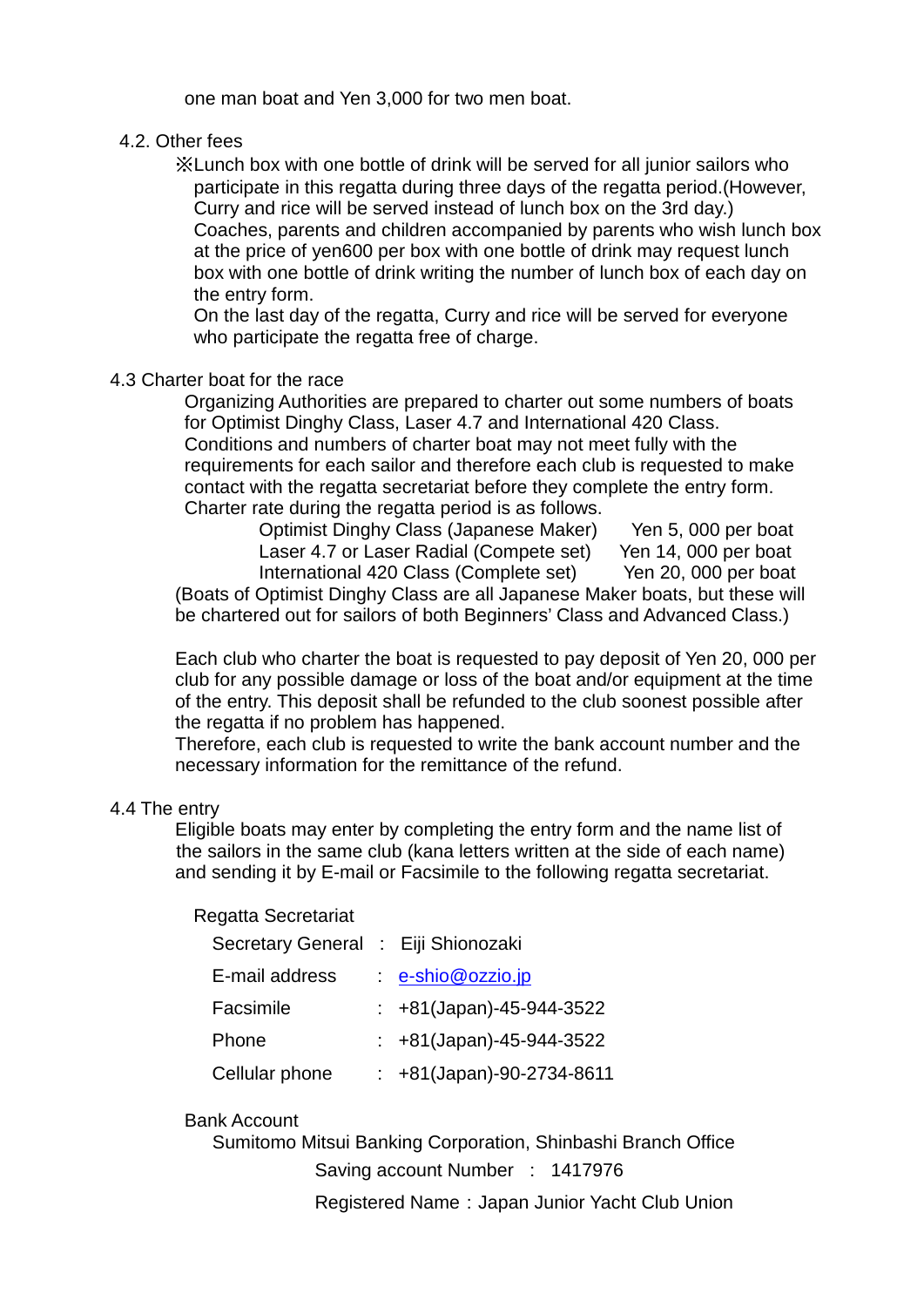one man boat and Yen 3,000 for two men boat.

4.2. Other fees

※Lunch box with one bottle of drink will be served for all junior sailors who participate in this regatta during three days of the regatta period.(However, Curry and rice will be served instead of lunch box on the 3rd day.) Coaches, parents and children accompanied by parents who wish lunch box at the price of yen600 per box with one bottle of drink may request lunch box with one bottle of drink writing the number of lunch box of each day on the entry form.

On the last day of the regatta, Curry and rice will be served for everyone who participate the regatta free of charge.

4.3 Charter boat for the race

Organizing Authorities are prepared to charter out some numbers of boats for Optimist Dinghy Class, Laser 4.7 and International 420 Class. Conditions and numbers of charter boat may not meet fully with the requirements for each sailor and therefore each club is requested to make contact with the regatta secretariat before they complete the entry form. Charter rate during the regatta period is as follows.

| | |
|---|---|
| Optimist Dinghy Class (Japanese Maker) | Yen 5, 000 per boat |
| Laser 4.7 or Laser Radial (Compete set) | Yen 14, 000 per boat |
| International 420 Class (Complete set) | Yen 20, 000 per boat |

(Boats of Optimist Dinghy Class are all Japanese Maker boats, but these will be chartered out for sailors of both Beginners' Class and Advanced Class.)

Each club who charter the boat is requested to pay deposit of Yen 20, 000 per club for any possible damage or loss of the boat and/or equipment at the time of the entry. This deposit shall be refunded to the club soonest possible after the regatta if no problem has happened.

Therefore, each club is requested to write the bank account number and the necessary information for the remittance of the refund.

4.4 The entry

Eligible boats may enter by completing the entry form and the name list of the sailors in the same club (kana letters written at the side of each name) and sending it by E-mail or Facsimile to the following regatta secretariat.

Regatta Secretariat

| | |
|---|---|
| Secretary General | : Eiji Shionozaki |
| E-mail address | : e-shio@ozzio.jp |
| Facsimile | : +81(Japan)-45-944-3522 |
| Phone | : +81(Japan)-45-944-3522 |
| Cellular phone | : +81(Japan)-90-2734-8611 |

Bank Account

Sumitomo Mitsui Banking Corporation, Shinbashi Branch Office

Saving account Number : 1417976

Registered Name：Japan Junior Yacht Club Union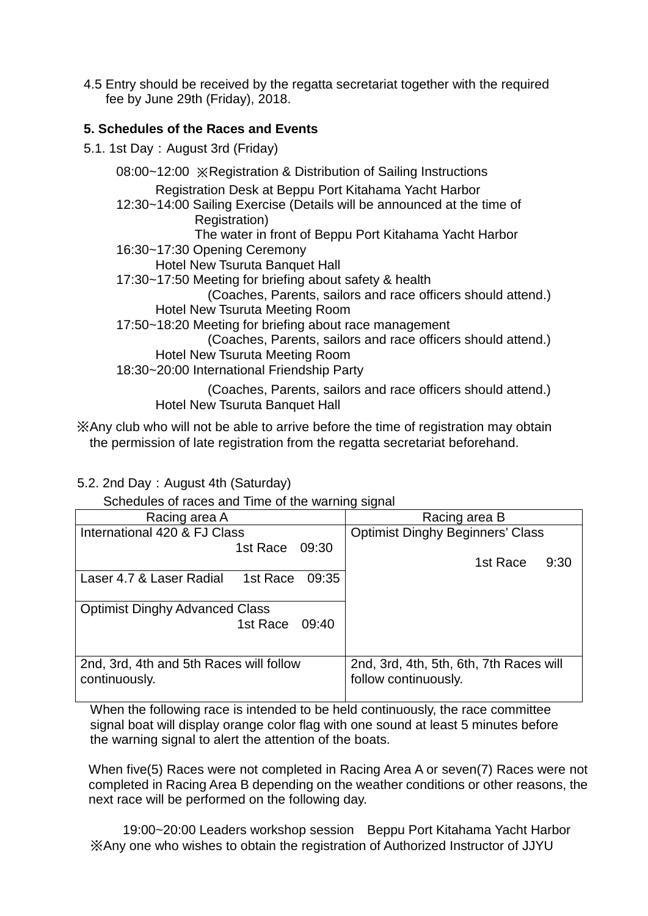4.5 Entry should be received by the regatta secretariat together with the required fee by June 29th (Friday), 2018.

**5. Schedules of the Races and Events**

5.1. 1st Day：August 3rd (Friday)

08:00~12:00 ※Registration & Distribution of Sailing Instructions
Registration Desk at Beppu Port Kitahama Yacht Harbor

12:30~14:00 Sailing Exercise (Details will be announced at the time of Registration)
The water in front of Beppu Port Kitahama Yacht Harbor

16:30~17:30 Opening Ceremony
Hotel New Tsuruta Banquet Hall

17:30~17:50 Meeting for briefing about safety & health
(Coaches, Parents, sailors and race officers should attend.)
Hotel New Tsuruta Meeting Room

17:50~18:20 Meeting for briefing about race management
(Coaches, Parents, sailors and race officers should attend.)
Hotel New Tsuruta Meeting Room

18:30~20:00 International Friendship Party
(Coaches, Parents, sailors and race officers should attend.)
Hotel New Tsuruta Banquet Hall

※Any club who will not be able to arrive before the time of registration may obtain the permission of late registration from the regatta secretariat beforehand.

5.2. 2nd Day：August 4th (Saturday)

Schedules of races and Time of the warning signal

| Racing area A | Racing area B |
|---|---|
| International 420 & FJ Class 1st Race 09:30<br>Laser 4.7 & Laser Radial 1st Race 09:35<br>Optimist Dinghy Advanced Class 1st Race 09:40 | Optimist Dinghy Beginners' Class<br>1st Race 9:30 |
| 2nd, 3rd, 4th and 5th Races will follow continuously. | 2nd, 3rd, 4th, 5th, 6th, 7th Races will follow continuously. |

When the following race is intended to be held continuously, the race committee signal boat will display orange color flag with one sound at least 5 minutes before the warning signal to alert the attention of the boats.

When five(5) Races were not completed in Racing Area A or seven(7) Races were not completed in Racing Area B depending on the weather conditions or other reasons, the next race will be performed on the following day.

19:00~20:00 Leaders workshop session　Beppu Port Kitahama Yacht Harbor

※Any one who wishes to obtain the registration of Authorized Instructor of JJYU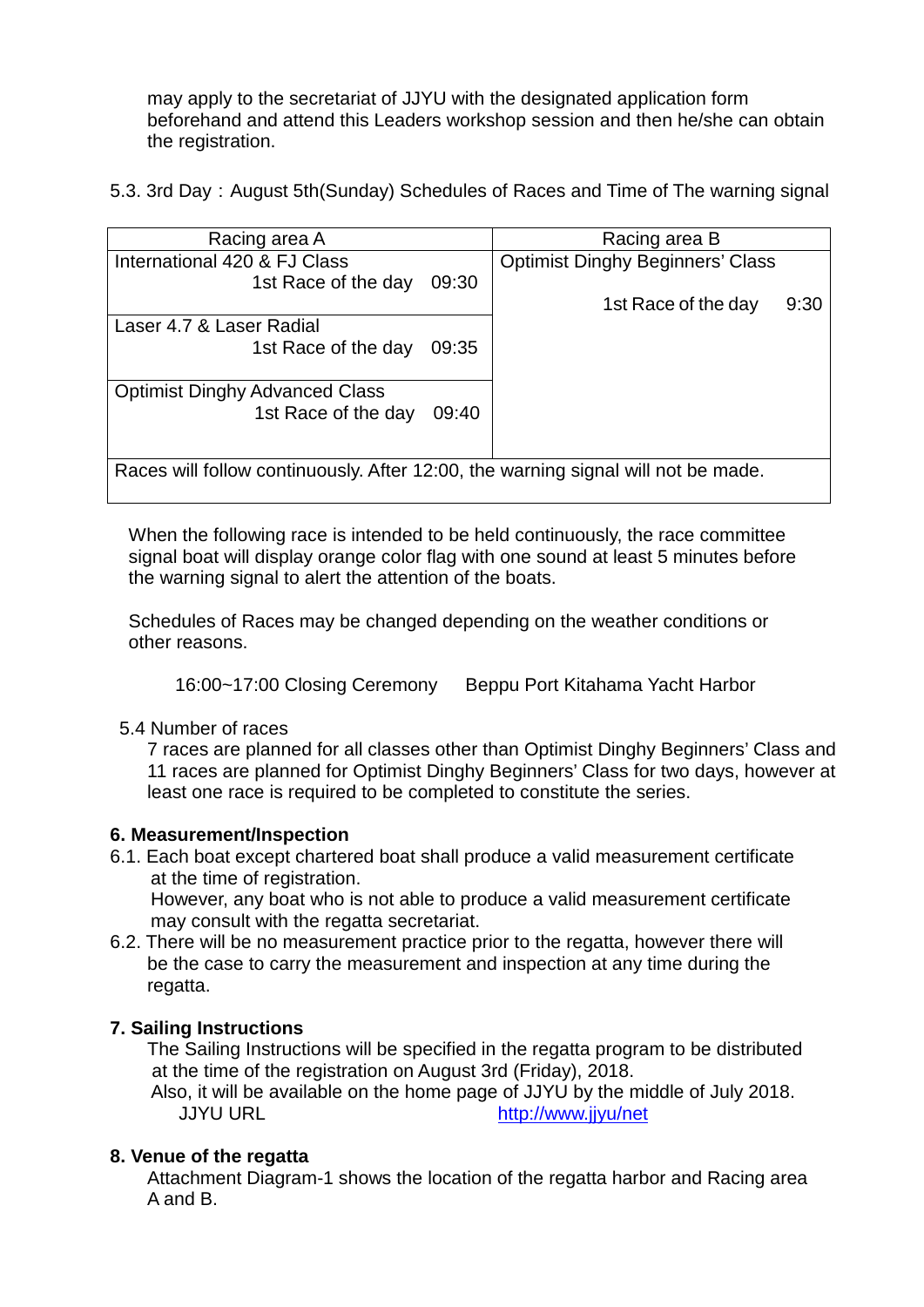may apply to the secretariat of JJYU with the designated application form beforehand and attend this Leaders workshop session and then he/she can obtain the registration.

5.3. 3rd Day：August 5th(Sunday) Schedules of Races and Time of The warning signal

| Racing area A | Racing area B |
|---|---|
| International 420 & FJ Class<br>1st Race of the day 09:30 | Optimist Dinghy Beginners' Class<br>1st Race of the day 9:30 |
| Laser 4.7 & Laser Radial<br>1st Race of the day 09:35 | |
| Optimist Dinghy Advanced Class<br>1st Race of the day 09:40 | |
| Races will follow continuously. After 12:00, the warning signal will not be made. | |

When the following race is intended to be held continuously, the race committee signal boat will display orange color flag with one sound at least 5 minutes before the warning signal to alert the attention of the boats.

Schedules of Races may be changed depending on the weather conditions or other reasons.

16:00~17:00 Closing Ceremony Beppu Port Kitahama Yacht Harbor

5.4 Number of races

7 races are planned for all classes other than Optimist Dinghy Beginners' Class and 11 races are planned for Optimist Dinghy Beginners' Class for two days, however at least one race is required to be completed to constitute the series.

### 6. Measurement/Inspection

6.1. Each boat except chartered boat shall produce a valid measurement certificate at the time of registration.
However, any boat who is not able to produce a valid measurement certificate may consult with the regatta secretariat.

6.2. There will be no measurement practice prior to the regatta, however there will be the case to carry the measurement and inspection at any time during the regatta.

### 7. Sailing Instructions

The Sailing Instructions will be specified in the regatta program to be distributed at the time of the registration on August 3rd (Friday), 2018.
Also, it will be available on the home page of JJYU by the middle of July 2018.
JJYU URL http://www.jjyu/net

### 8. Venue of the regatta

Attachment Diagram-1 shows the location of the regatta harbor and Racing area A and B.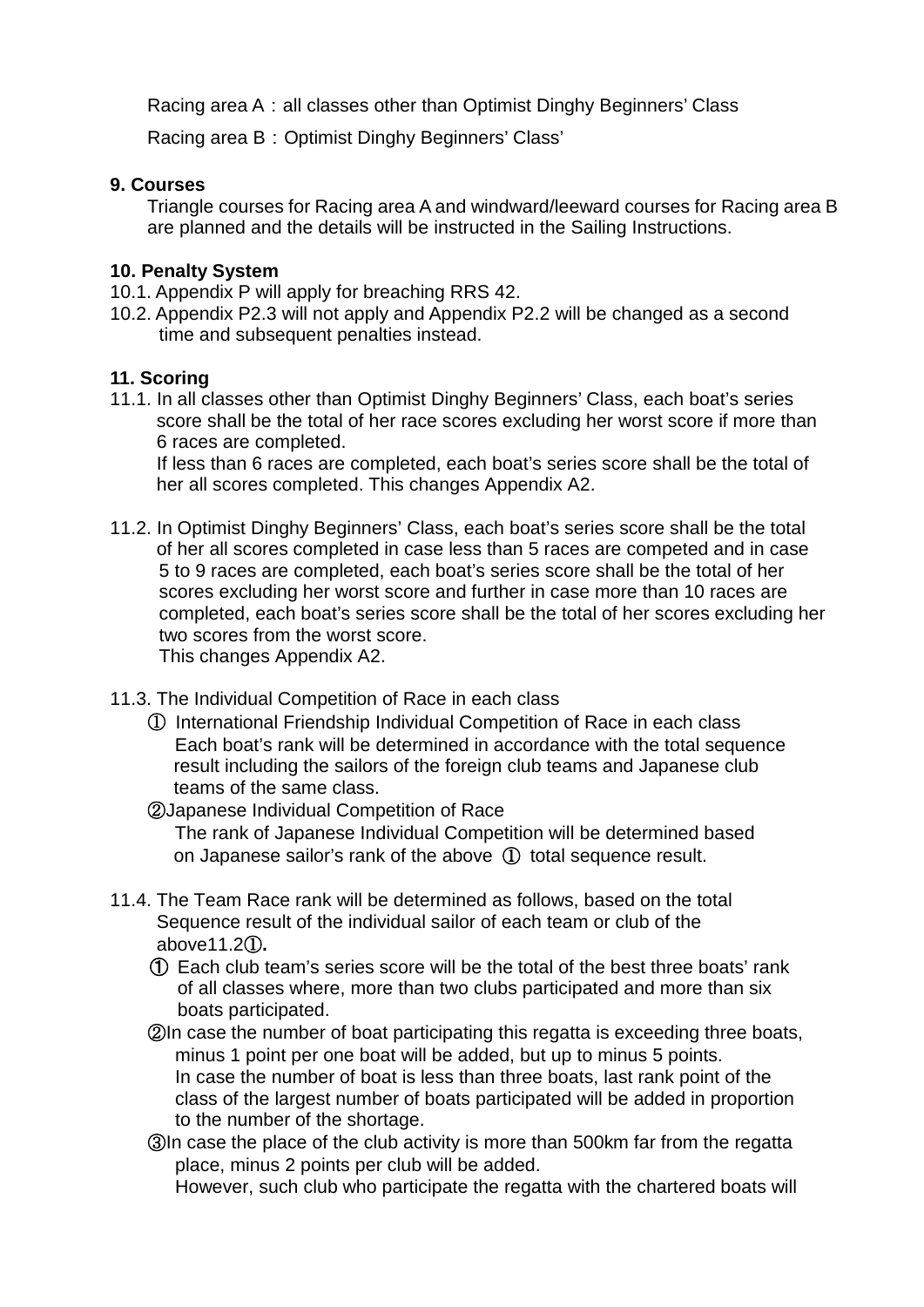Racing area A：all classes other than Optimist Dinghy Beginners' Class

Racing area B：Optimist Dinghy Beginners' Class'

**9. Courses**

Triangle courses for Racing area A and windward/leeward courses for Racing area B are planned and the details will be instructed in the Sailing Instructions.

**10. Penalty System**

10.1. Appendix P will apply for breaching RRS 42.

10.2. Appendix P2.3 will not apply and Appendix P2.2 will be changed as a second time and subsequent penalties instead.

**11. Scoring**

11.1. In all classes other than Optimist Dinghy Beginners' Class, each boat's series score shall be the total of her race scores excluding her worst score if more than 6 races are completed.
If less than 6 races are completed, each boat's series score shall be the total of her all scores completed. This changes Appendix A2.

11.2. In Optimist Dinghy Beginners' Class, each boat's series score shall be the total of her all scores completed in case less than 5 races are competed and in case 5 to 9 races are completed, each boat's series score shall be the total of her scores excluding her worst score and further in case more than 10 races are completed, each boat's series score shall be the total of her scores excluding her two scores from the worst score.
This changes Appendix A2.

11.3. The Individual Competition of Race in each class

① International Friendship Individual Competition of Race in each class
Each boat's rank will be determined in accordance with the total sequence result including the sailors of the foreign club teams and Japanese club teams of the same class.

②Japanese Individual Competition of Race
The rank of Japanese Individual Competition will be determined based on Japanese sailor's rank of the above ① total sequence result.

11.4. The Team Race rank will be determined as follows, based on the total Sequence result of the individual sailor of each team or club of the above11.2①**.**

① Each club team's series score will be the total of the best three boats' rank of all classes where, more than two clubs participated and more than six boats participated.

②In case the number of boat participating this regatta is exceeding three boats, minus 1 point per one boat will be added, but up to minus 5 points.
In case the number of boat is less than three boats, last rank point of the class of the largest number of boats participated will be added in proportion to the number of the shortage.

③In case the place of the club activity is more than 500km far from the regatta place, minus 2 points per club will be added.
However, such club who participate the regatta with the chartered boats will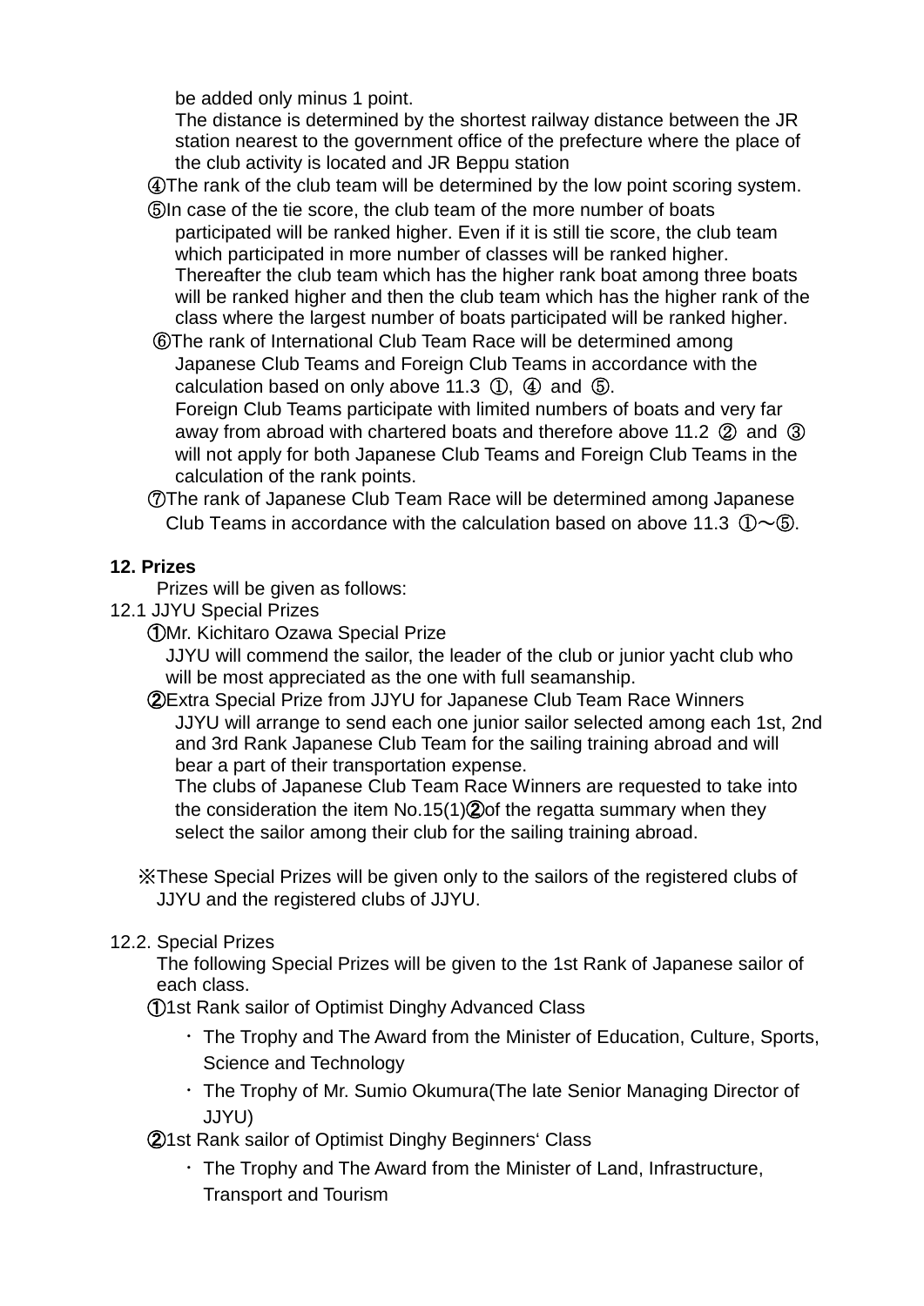be added only minus 1 point.
The distance is determined by the shortest railway distance between the JR station nearest to the government office of the prefecture where the place of the club activity is located and JR Beppu station

④The rank of the club team will be determined by the low point scoring system.

⑤In case of the tie score, the club team of the more number of boats participated will be ranked higher. Even if it is still tie score, the club team which participated in more number of classes will be ranked higher. Thereafter the club team which has the higher rank boat among three boats will be ranked higher and then the club team which has the higher rank of the class where the largest number of boats participated will be ranked higher.

⑥The rank of International Club Team Race will be determined among Japanese Club Teams and Foreign Club Teams in accordance with the calculation based on only above 11.3 ①, ④ and ⑤.
Foreign Club Teams participate with limited numbers of boats and very far away from abroad with chartered boats and therefore above 11.2 ② and ③ will not apply for both Japanese Club Teams and Foreign Club Teams in the calculation of the rank points.

⑦The rank of Japanese Club Team Race will be determined among Japanese Club Teams in accordance with the calculation based on above 11.3 ①〜⑤.

**12. Prizes**

Prizes will be given as follows:

12.1 JJYU Special Prizes

①Mr. Kichitaro Ozawa Special Prize
JJYU will commend the sailor, the leader of the club or junior yacht club who will be most appreciated as the one with full seamanship.

②Extra Special Prize from JJYU for Japanese Club Team Race Winners
JJYU will arrange to send each one junior sailor selected among each 1st, 2nd and 3rd Rank Japanese Club Team for the sailing training abroad and will bear a part of their transportation expense.
The clubs of Japanese Club Team Race Winners are requested to take into the consideration the item No.15(1)②of the regatta summary when they select the sailor among their club for the sailing training abroad.

※These Special Prizes will be given only to the sailors of the registered clubs of JJYU and the registered clubs of JJYU.

12.2. Special Prizes

The following Special Prizes will be given to the 1st Rank of Japanese sailor of each class.

①1st Rank sailor of Optimist Dinghy Advanced Class

- The Trophy and The Award from the Minister of Education, Culture, Sports, Science and Technology
- The Trophy of Mr. Sumio Okumura(The late Senior Managing Director of JJYU)

②1st Rank sailor of Optimist Dinghy Beginners' Class

- The Trophy and The Award from the Minister of Land, Infrastructure, Transport and Tourism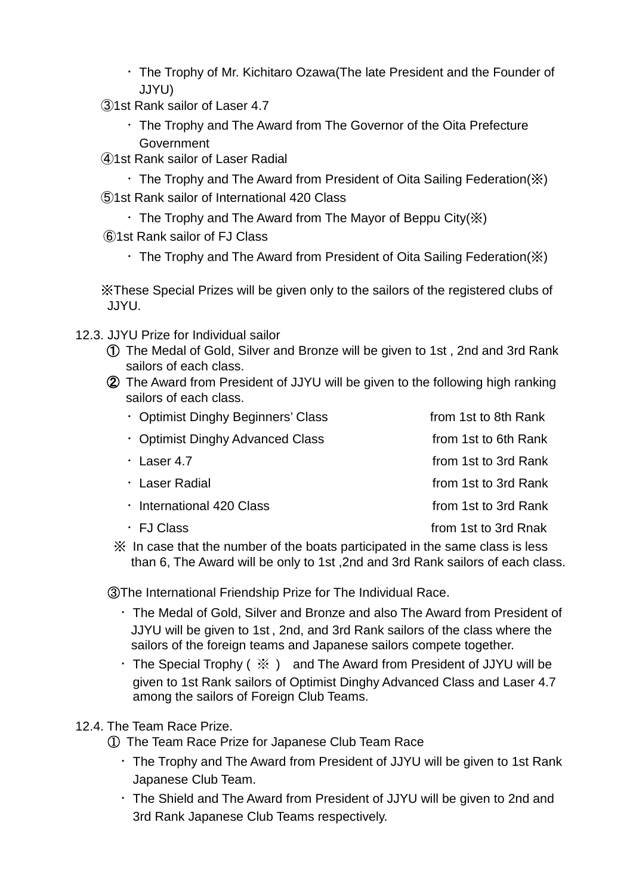- ・The Trophy of Mr. Kichitaro Ozawa(The late President and the Founder of JJYU)

③1st Rank sailor of Laser 4.7

- ・The Trophy and The Award from The Governor of the Oita Prefecture Government

④1st Rank sailor of Laser Radial

- ・The Trophy and The Award from President of Oita Sailing Federation(※)

⑤1st Rank sailor of International 420 Class

- ・The Trophy and The Award from The Mayor of Beppu City(※)

⑥1st Rank sailor of FJ Class

- ・The Trophy and The Award from President of Oita Sailing Federation(※)

※These Special Prizes will be given only to the sailors of the registered clubs of JJYU.

12.3. JJYU Prize for Individual sailor

① The Medal of Gold, Silver and Bronze will be given to 1st , 2nd and 3rd Rank sailors of each class.

② The Award from President of JJYU will be given to the following high ranking sailors of each class.

| | |
|---|---|
| ・Optimist Dinghy Beginners' Class | from 1st to 8th Rank |
| ・Optimist Dinghy Advanced Class | from 1st to 6th Rank |
| ・Laser 4.7 | from 1st to 3rd Rank |
| ・Laser Radial | from 1st to 3rd Rank |
| ・International 420 Class | from 1st to 3rd Rank |
| ・FJ Class | from 1st to 3rd Rnak |

※ In case that the number of the boats participated in the same class is less than 6, The Award will be only to 1st ,2nd and 3rd Rank sailors of each class.

③The International Friendship Prize for The Individual Race.

- ・The Medal of Gold, Silver and Bronze and also The Award from President of JJYU will be given to 1st , 2nd, and 3rd Rank sailors of the class where the sailors of the foreign teams and Japanese sailors compete together.
- ・The Special Trophy ( ※ ) and The Award from President of JJYU will be given to 1st Rank sailors of Optimist Dinghy Advanced Class and Laser 4.7 among the sailors of Foreign Club Teams.

12.4. The Team Race Prize.

① The Team Race Prize for Japanese Club Team Race

- ・The Trophy and The Award from President of JJYU will be given to 1st Rank Japanese Club Team.
- ・The Shield and The Award from President of JJYU will be given to 2nd and 3rd Rank Japanese Club Teams respectively.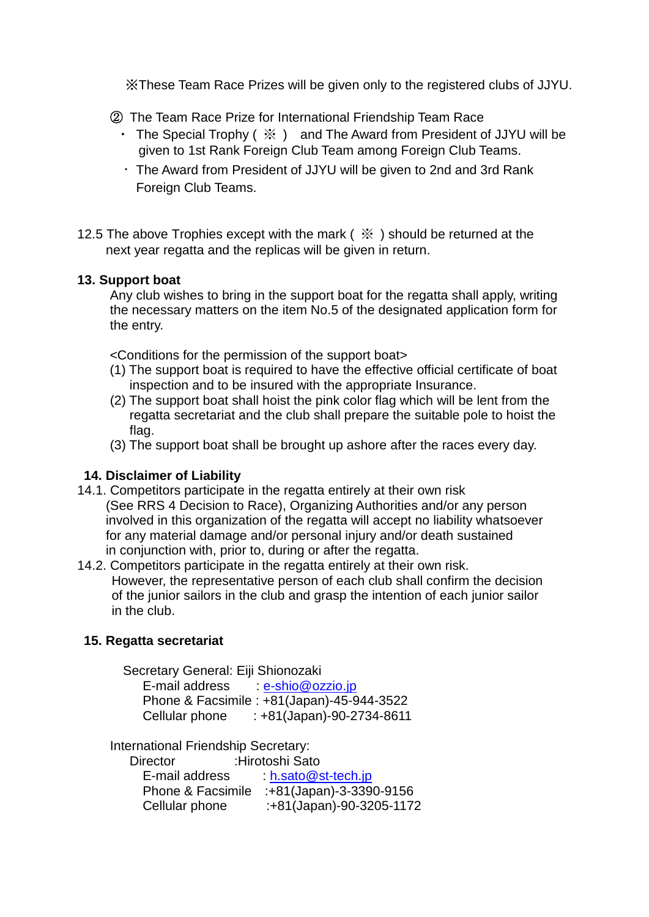※These Team Race Prizes will be given only to the registered clubs of JJYU.

② The Team Race Prize for International Friendship Team Race

- The Special Trophy ( ※ ) and The Award from President of JJYU will be given to 1st Rank Foreign Club Team among Foreign Club Teams.
- The Award from President of JJYU will be given to 2nd and 3rd Rank Foreign Club Teams.

12.5 The above Trophies except with the mark ( ※ ) should be returned at the next year regatta and the replicas will be given in return.

## 13. Support boat

Any club wishes to bring in the support boat for the regatta shall apply, writing the necessary matters on the item No.5 of the designated application form for the entry.

<Conditions for the permission of the support boat>

(1) The support boat is required to have the effective official certificate of boat inspection and to be insured with the appropriate Insurance.

(2) The support boat shall hoist the pink color flag which will be lent from the regatta secretariat and the club shall prepare the suitable pole to hoist the flag.

(3) The support boat shall be brought up ashore after the races every day.

## 14. Disclaimer of Liability

14.1. Competitors participate in the regatta entirely at their own risk (See RRS 4 Decision to Race), Organizing Authorities and/or any person involved in this organization of the regatta will accept no liability whatsoever for any material damage and/or personal injury and/or death sustained in conjunction with, prior to, during or after the regatta.

14.2. Competitors participate in the regatta entirely at their own risk. However, the representative person of each club shall confirm the decision of the junior sailors in the club and grasp the intention of each junior sailor in the club.

## 15. Regatta secretariat

Secretary General: Eiji Shionozaki
E-mail address : e-shio@ozzio.jp
Phone & Facsimile : +81(Japan)-45-944-3522
Cellular phone : +81(Japan)-90-2734-8611

International Friendship Secretary:
Director :Hirotoshi Sato
E-mail address : h.sato@st-tech.jp
Phone & Facsimile :+81(Japan)-3-3390-9156
Cellular phone :+81(Japan)-90-3205-1172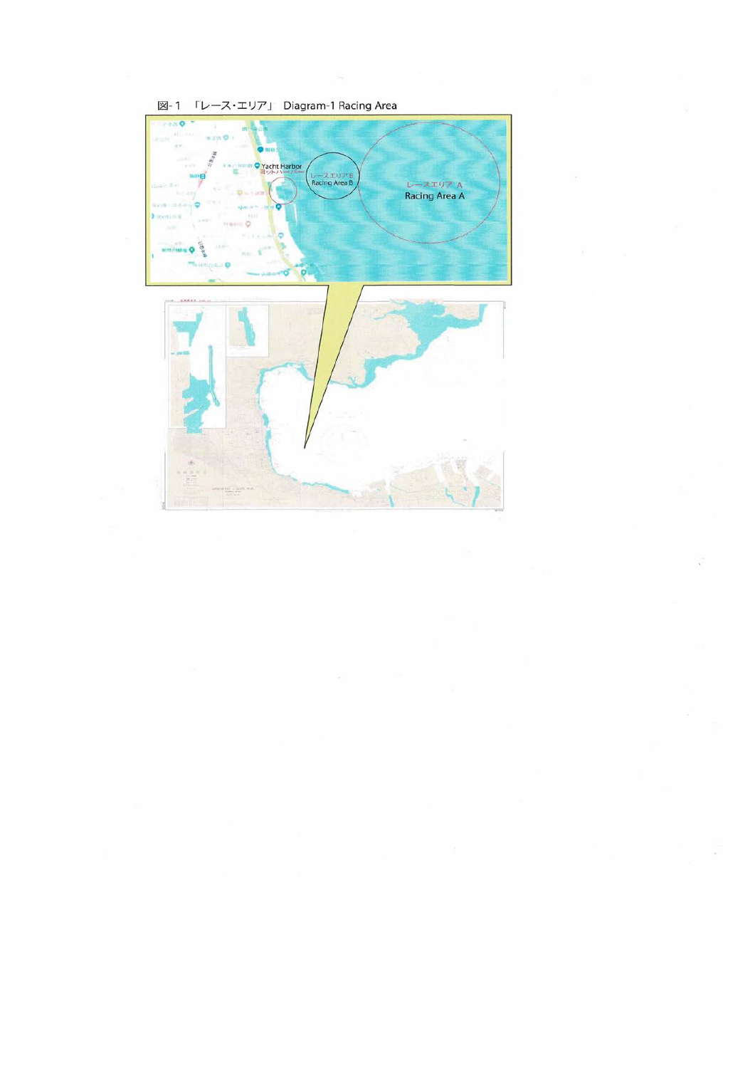図-1 「レース・エリア」 Diagram-1 Racing Area

Yacht Harbor
ヨットハーバー

レースエリア B
Racing Area B

レースエリア A
Racing Area A